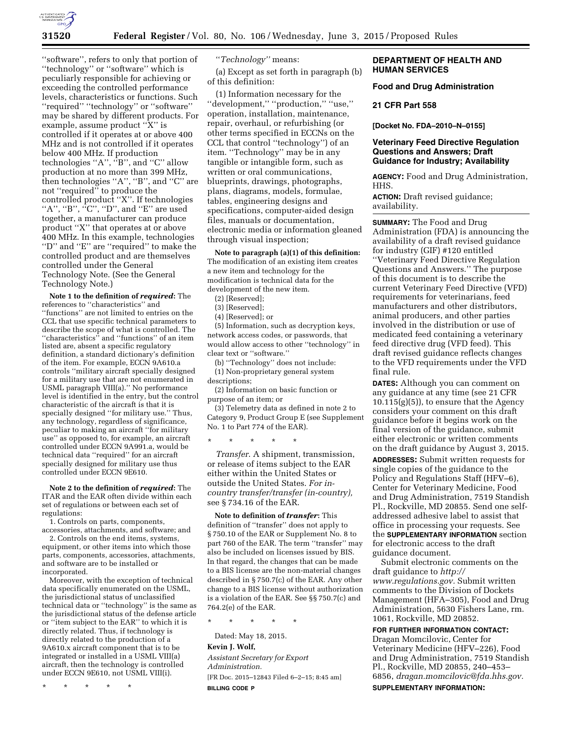''software'', refers to only that portion of ''technology'' or ''software'' which is peculiarly responsible for achieving or exceeding the controlled performance levels, characteristics or functions. Such ''required'' ''technology'' or ''software'' may be shared by different products. For example, assume product ''X'' is controlled if it operates at or above 400 MHz and is not controlled if it operates below 400 MHz. If production technologies ''A'', ''B'', and ''C'' allow production at no more than 399 MHz, then technologies ''A'', ''B'', and ''C'' are not ''required'' to produce the controlled product ''X''. If technologies ''A'', ''B'', ''C'', ''D'', and ''E'' are used together, a manufacturer can produce product ''X'' that operates at or above 400 MHz. In this example, technologies ''D'' and ''E'' are ''required'' to make the controlled product and are themselves controlled under the General Technology Note. (See the General Technology Note.)

**Note 1 to the definition of *required*:** The references to ''characteristics'' and ''functions'' are not limited to entries on the CCL that use specific technical parameters to describe the scope of what is controlled. The ''characteristics'' and ''functions'' of an item listed are, absent a specific regulatory definition, a standard dictionary's definition of the item. For example, ECCN 9A610.a controls ''military aircraft specially designed for a military use that are not enumerated in USML paragraph VIII(a).'' No performance level is identified in the entry, but the control characteristic of the aircraft is that it is specially designed ''for military use.'' Thus, any technology, regardless of significance, peculiar to making an aircraft ''for military use'' as opposed to, for example, an aircraft controlled under ECCN 9A991.a, would be technical data ''required'' for an aircraft specially designed for military use thus controlled under ECCN 9E610.

**Note 2 to the definition of *required*:** The ITAR and the EAR often divide within each set of regulations or between each set of regulations:

1. Controls on parts, components, accessories, attachments, and software; and
2. Controls on the end items, systems, equipment, or other items into which those parts, components, accessories, attachments, and software are to be installed or incorporated.

Moreover, with the exception of technical data specifically enumerated on the USML, the jurisdictional status of unclassified technical data or ''technology'' is the same as the jurisdictional status of the defense article or ''item subject to the EAR'' to which it is directly related. Thus, if technology is directly related to the production of a 9A610.x aircraft component that is to be integrated or installed in a USML VIII(a) aircraft, then the technology is controlled under ECCN 9E610, not USML VIII(i).

\* \* \* \* \*

''*Technology''* means:

(a) Except as set forth in paragraph (b) of this definition:

(1) Information necessary for the ''development,'' ''production,'' ''use,'' operation, installation, maintenance, repair, overhaul, or refurbishing (or other terms specified in ECCNs on the CCL that control ''technology'') of an item. ''Technology'' may be in any tangible or intangible form, such as written or oral communications, blueprints, drawings, photographs, plans, diagrams, models, formulae, tables, engineering designs and specifications, computer-aided design files, manuals or documentation, electronic media or information gleaned through visual inspection;

**Note to paragraph (a)(1) of this definition:** The modification of an existing item creates a new item and technology for the modification is technical data for the development of the new item.

(2) [Reserved];

(3) [Reserved];

(4) [Reserved]; or

(5) Information, such as decryption keys, network access codes, or passwords, that would allow access to other ''technology'' in clear text or ''software.''

(b) ''Technology'' does not include:

(1) Non-proprietary general system descriptions;

(2) Information on basic function or purpose of an item; or

(3) Telemetry data as defined in note 2 to Category 9, Product Group E (see Supplement No. 1 to Part 774 of the EAR).

\* \* \* \* \*

*Transfer.* A shipment, transmission, or release of items subject to the EAR either within the United States or outside the United States. *For in-country transfer/transfer (in-country),* see § 734.16 of the EAR.

**Note to definition of *transfer*:** This definition of ''transfer'' does not apply to § 750.10 of the EAR or Supplement No. 8 to part 760 of the EAR. The term ''transfer'' may also be included on licenses issued by BIS. In that regard, the changes that can be made to a BIS license are the non-material changes described in § 750.7(c) of the EAR. Any other change to a BIS license without authorization is a violation of the EAR. See §§ 750.7(c) and 764.2(e) of the EAR.

\* \* \* \* \*

Dated: May 18, 2015.

**Kevin J. Wolf,**

*Assistant Secretary for Export Administration.*

[FR Doc. 2015–12843 Filed 6–2–15; 8:45 am]

**BILLING CODE P**

## DEPARTMENT OF HEALTH AND HUMAN SERVICES

### Food and Drug Administration

### 21 CFR Part 558

### [Docket No. FDA–2010–N–0155]

### Veterinary Feed Directive Regulation Questions and Answers; Draft Guidance for Industry; Availability

**AGENCY:** Food and Drug Administration, HHS.

**ACTION:** Draft revised guidance; availability.

**SUMMARY:** The Food and Drug Administration (FDA) is announcing the availability of a draft revised guidance for industry (GIF) #120 entitled ''Veterinary Feed Directive Regulation Questions and Answers.'' The purpose of this document is to describe the current Veterinary Feed Directive (VFD) requirements for veterinarians, feed manufacturers and other distributors, animal producers, and other parties involved in the distribution or use of medicated feed containing a veterinary feed directive drug (VFD feed). This draft revised guidance reflects changes to the VFD requirements under the VFD final rule.

**DATES:** Although you can comment on any guidance at any time (see 21 CFR 10.115(g)(5)), to ensure that the Agency considers your comment on this draft guidance before it begins work on the final version of the guidance, submit either electronic or written comments on the draft guidance by August 3, 2015.

**ADDRESSES:** Submit written requests for single copies of the guidance to the Policy and Regulations Staff (HFV–6), Center for Veterinary Medicine, Food and Drug Administration, 7519 Standish Pl., Rockville, MD 20855. Send one self-addressed adhesive label to assist that office in processing your requests. See the **SUPPLEMENTARY INFORMATION** section for electronic access to the draft guidance document.

Submit electronic comments on the draft guidance to *http://www.regulations.gov.* Submit written comments to the Division of Dockets Management (HFA–305), Food and Drug Administration, 5630 Fishers Lane, rm. 1061, Rockville, MD 20852.

**FOR FURTHER INFORMATION CONTACT:** Dragan Momcilovic, Center for Veterinary Medicine (HFV–226), Food and Drug Administration, 7519 Standish Pl., Rockville, MD 20855, 240–453–6856, *dragan.momcilovic@fda.hhs.gov.*

**SUPPLEMENTARY INFORMATION:**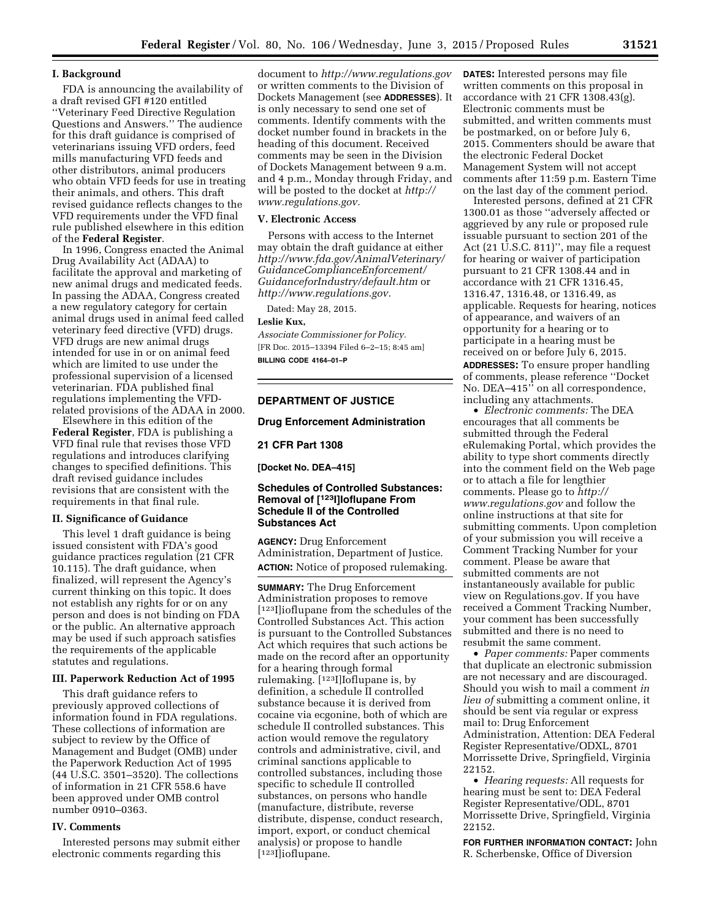## I. Background

FDA is announcing the availability of a draft revised GFI #120 entitled ''Veterinary Feed Directive Regulation Questions and Answers.'' The audience for this draft guidance is comprised of veterinarians issuing VFD orders, feed mills manufacturing VFD feeds and other distributors, animal producers who obtain VFD feeds for use in treating their animals, and others. This draft revised guidance reflects changes to the VFD requirements under the VFD final rule published elsewhere in this edition of the **Federal Register**.

In 1996, Congress enacted the Animal Drug Availability Act (ADAA) to facilitate the approval and marketing of new animal drugs and medicated feeds. In passing the ADAA, Congress created a new regulatory category for certain animal drugs used in animal feed called veterinary feed directive (VFD) drugs. VFD drugs are new animal drugs intended for use in or on animal feed which are limited to use under the professional supervision of a licensed veterinarian. FDA published final regulations implementing the VFD-related provisions of the ADAA in 2000.

Elsewhere in this edition of the **Federal Register**, FDA is publishing a VFD final rule that revises those VFD regulations and introduces clarifying changes to specified definitions. This draft revised guidance includes revisions that are consistent with the requirements in that final rule.

## II. Significance of Guidance

This level 1 draft guidance is being issued consistent with FDA's good guidance practices regulation (21 CFR 10.115). The draft guidance, when finalized, will represent the Agency's current thinking on this topic. It does not establish any rights for or on any person and does is not binding on FDA or the public. An alternative approach may be used if such approach satisfies the requirements of the applicable statutes and regulations.

## III. Paperwork Reduction Act of 1995

This draft guidance refers to previously approved collections of information found in FDA regulations. These collections of information are subject to review by the Office of Management and Budget (OMB) under the Paperwork Reduction Act of 1995 (44 U.S.C. 3501–3520). The collections of information in 21 CFR 558.6 have been approved under OMB control number 0910–0363.

## IV. Comments

Interested persons may submit either electronic comments regarding this document to *http://www.regulations.gov* or written comments to the Division of Dockets Management (see **ADDRESSES**). It is only necessary to send one set of comments. Identify comments with the docket number found in brackets in the heading of this document. Received comments may be seen in the Division of Dockets Management between 9 a.m. and 4 p.m., Monday through Friday, and will be posted to the docket at *http://www.regulations.gov.*

## V. Electronic Access

Persons with access to the Internet may obtain the draft guidance at either *http://www.fda.gov/AnimalVeterinary/GuidanceComplianceEnforcement/GuidanceforIndustry/default.htm* or *http://www.regulations.gov.*

Dated: May 28, 2015.

**Leslie Kux,**

*Associate Commissioner for Policy.*

[FR Doc. 2015–13394 Filed 6–2–15; 8:45 am]

**BILLING CODE 4164–01–P**

---

# DEPARTMENT OF JUSTICE

## Drug Enforcement Administration

## 21 CFR Part 1308

**[Docket No. DEA–415]**

## Schedules of Controlled Substances: Removal of [$^{123}$I]Ioflupane From Schedule II of the Controlled Substances Act

**AGENCY:** Drug Enforcement Administration, Department of Justice.

**ACTION:** Notice of proposed rulemaking.

**SUMMARY:** The Drug Enforcement Administration proposes to remove [$^{123}$I]ioflupane from the schedules of the Controlled Substances Act. This action is pursuant to the Controlled Substances Act which requires that such actions be made on the record after an opportunity for a hearing through formal rulemaking. [$^{123}$I]Ioflupane is, by definition, a schedule II controlled substance because it is derived from cocaine via ecgonine, both of which are schedule II controlled substances. This action would remove the regulatory controls and administrative, civil, and criminal sanctions applicable to controlled substances, including those specific to schedule II controlled substances, on persons who handle (manufacture, distribute, reverse distribute, dispense, conduct research, import, export, or conduct chemical analysis) or propose to handle [$^{123}$I]ioflupane.

**DATES:** Interested persons may file written comments on this proposal in accordance with 21 CFR 1308.43(g). Electronic comments must be submitted, and written comments must be postmarked, on or before July 6, 2015. Commenters should be aware that the electronic Federal Docket Management System will not accept comments after 11:59 p.m. Eastern Time on the last day of the comment period.

Interested persons, defined at 21 CFR 1300.01 as those ''adversely affected or aggrieved by any rule or proposed rule issuable pursuant to section 201 of the Act (21 U.S.C. 811)'', may file a request for hearing or waiver of participation pursuant to 21 CFR 1308.44 and in accordance with 21 CFR 1316.45, 1316.47, 1316.48, or 1316.49, as applicable. Requests for hearing, notices of appearance, and waivers of an opportunity for a hearing or to participate in a hearing must be received on or before July 6, 2015.

**ADDRESSES:** To ensure proper handling of comments, please reference ''Docket No. DEA–415'' on all correspondence, including any attachments.

- *Electronic comments:* The DEA encourages that all comments be submitted through the Federal eRulemaking Portal, which provides the ability to type short comments directly into the comment field on the Web page or to attach a file for lengthier comments. Please go to *http://www.regulations.gov* and follow the online instructions at that site for submitting comments. Upon completion of your submission you will receive a Comment Tracking Number for your comment. Please be aware that submitted comments are not instantaneously available for public view on Regulations.gov. If you have received a Comment Tracking Number, your comment has been successfully submitted and there is no need to resubmit the same comment.
- *Paper comments:* Paper comments that duplicate an electronic submission are not necessary and are discouraged. Should you wish to mail a comment *in lieu of* submitting a comment online, it should be sent via regular or express mail to: Drug Enforcement Administration, Attention: DEA Federal Register Representative/ODXL, 8701 Morrissette Drive, Springfield, Virginia 22152.
- *Hearing requests:* All requests for hearing must be sent to: DEA Federal Register Representative/ODL, 8701 Morrissette Drive, Springfield, Virginia 22152.

**FOR FURTHER INFORMATION CONTACT:** John R. Scherbenske, Office of Diversion